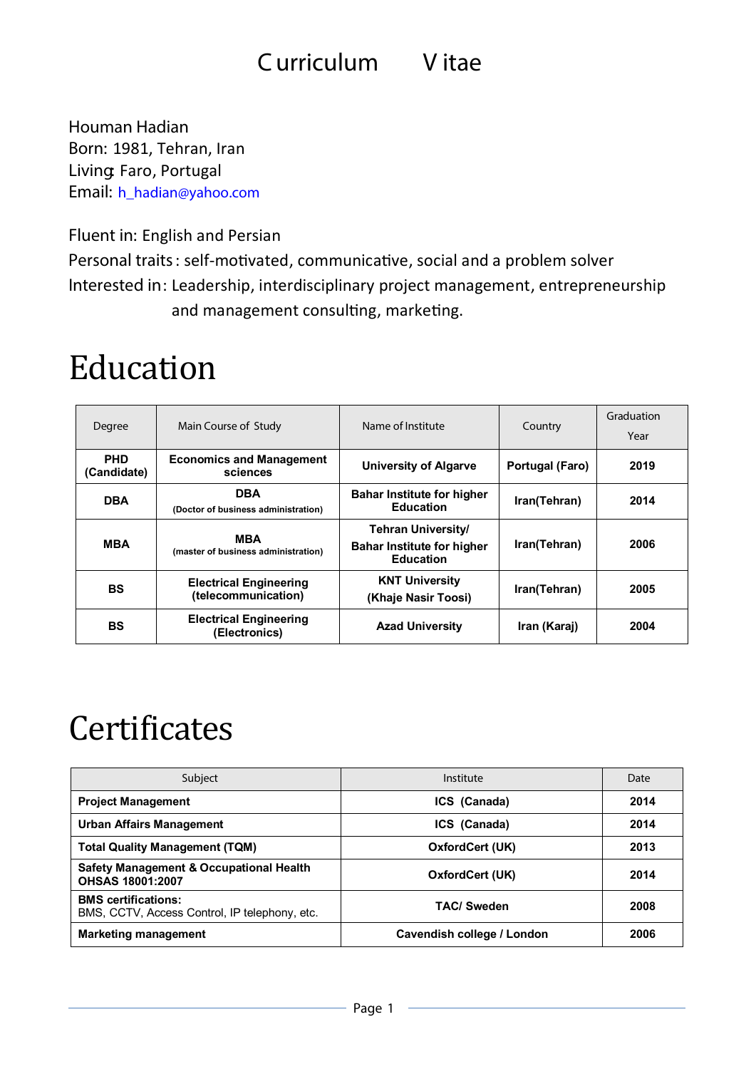# Curriculum Vitae

Houman Hadian
Born: 1981, Tehran, Iran
Living: Faro, Portugal
Email: h_hadian@yahoo.com

Fluent in: English and Persian
Personal traits: self-motivated, communicative, social and a problem solver
Interested in: Leadership, interdisciplinary project management, entrepreneurship and management consulting, marketing.

# Education

| Degree | Main Course of Study | Name of Institute | Country | Graduation Year |
|---|---|---|---|---|
| **PHD (Candidate)** | **Economics and Management sciences** | **University of Algarve** | **Portugal (Faro)** | **2019** |
| **DBA** | **DBA** (Doctor of business administration) | **Bahar Institute for higher Education** | **Iran(Tehran)** | **2014** |
| **MBA** | **MBA** (master of business administration) | **Tehran University/ Bahar Institute for higher Education** | **Iran(Tehran)** | **2006** |
| **BS** | **Electrical Engineering (telecommunication)** | **KNT University (Khaje Nasir Toosi)** | **Iran(Tehran)** | **2005** |
| **BS** | **Electrical Engineering (Electronics)** | **Azad University** | **Iran (Karaj)** | **2004** |

# Certificates

| Subject | Institute | Date |
|---|---|---|
| **Project Management** | **ICS (Canada)** | **2014** |
| **Urban Affairs Management** | **ICS (Canada)** | **2014** |
| **Total Quality Management (TQM)** | **OxfordCert (UK)** | **2013** |
| **Safety Management & Occupational Health OHSAS 18001:2007** | **OxfordCert (UK)** | **2014** |
| **BMS certifications:** BMS, CCTV, Access Control, IP telephony, etc. | **TAC/ Sweden** | **2008** |
| **Marketing management** | **Cavendish college / London** | **2006** |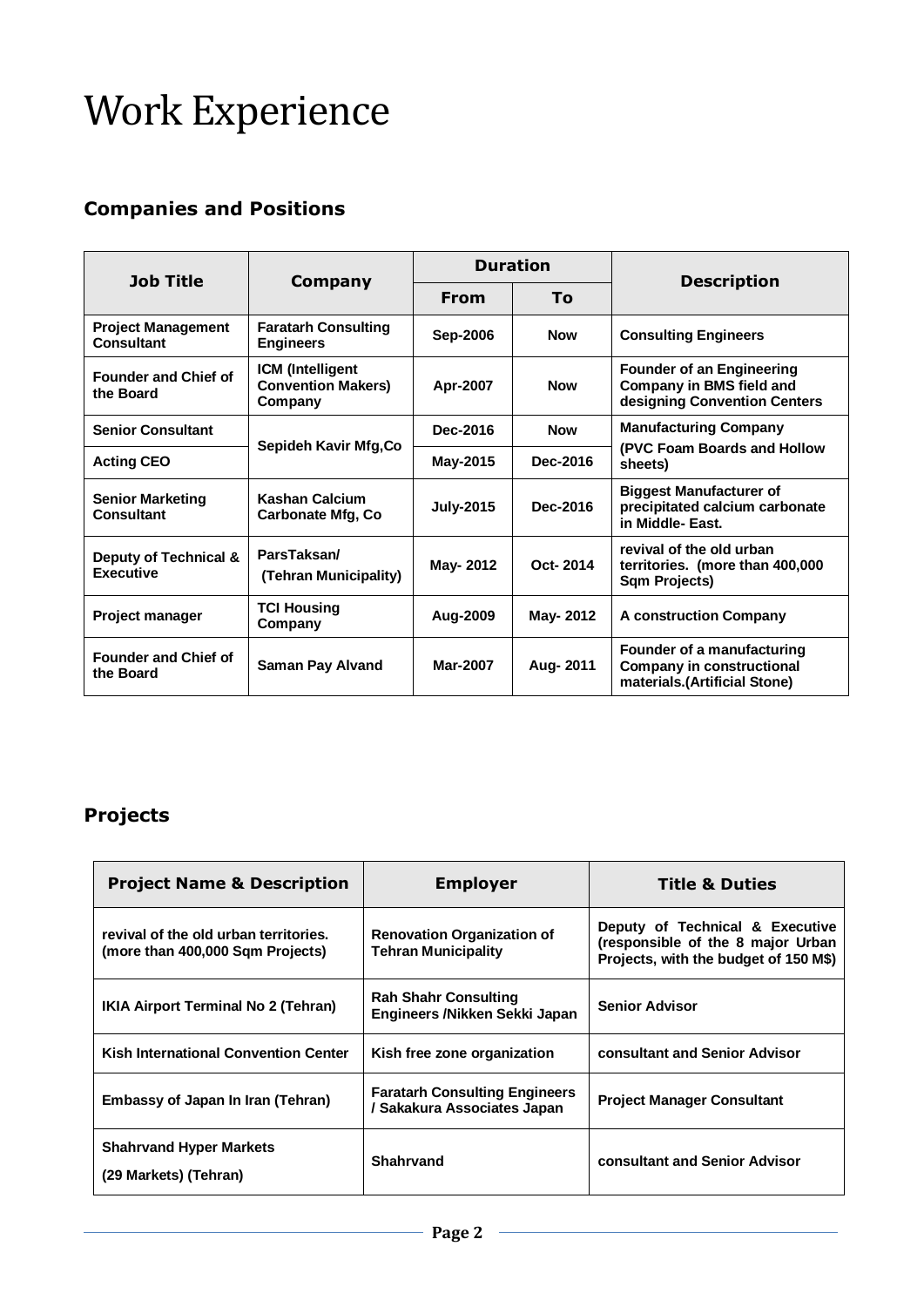# Work Experience

## Companies and Positions

| Job Title | Company | Duration | | Description |
|---|---|---|---|---|
| | | From | To | |
| **Project Management Consultant** | **Faratarh Consulting Engineers** | **Sep-2006** | **Now** | **Consulting Engineers** |
| **Founder and Chief of the Board** | **ICM (Intelligent Convention Makers) Company** | **Apr-2007** | **Now** | **Founder of an Engineering Company in BMS field and designing Convention Centers** |
| **Senior Consultant** | **Sepideh Kavir Mfg,Co** | **Dec-2016** | **Now** | **Manufacturing Company (PVC Foam Boards and Hollow sheets)** |
| **Acting CEO** | | **May-2015** | **Dec-2016** | |
| **Senior Marketing Consultant** | **Kashan Calcium Carbonate Mfg, Co** | **July-2015** | **Dec-2016** | **Biggest Manufacturer of precipitated calcium carbonate in Middle- East.** |
| **Deputy of Technical & Executive** | **ParsTaksan/ (Tehran Municipality)** | **May- 2012** | **Oct- 2014** | **revival of the old urban territories. (more than 400,000 Sqm Projects)** |
| **Project manager** | **TCI Housing Company** | **Aug-2009** | **May- 2012** | **A construction Company** |
| **Founder and Chief of the Board** | **Saman Pay Alvand** | **Mar-2007** | **Aug- 2011** | **Founder of a manufacturing Company in constructional materials.(Artificial Stone)** |

## Projects

| Project Name & Description | Employer | Title & Duties |
|---|---|---|
| **revival of the old urban territories. (more than 400,000 Sqm Projects)** | **Renovation Organization of Tehran Municipality** | **Deputy of Technical & Executive (responsible of the 8 major Urban Projects, with the budget of 150 M$)** |
| **IKIA Airport Terminal No 2 (Tehran)** | **Rah Shahr Consulting Engineers /Nikken Sekki Japan** | **Senior Advisor** |
| **Kish International Convention Center** | **Kish free zone organization** | **consultant and Senior Advisor** |
| **Embassy of Japan In Iran (Tehran)** | **Faratarh Consulting Engineers / Sakakura Associates Japan** | **Project Manager Consultant** |
| **Shahrvand Hyper Markets (29 Markets) (Tehran)** | **Shahrvand** | **consultant and Senior Advisor** |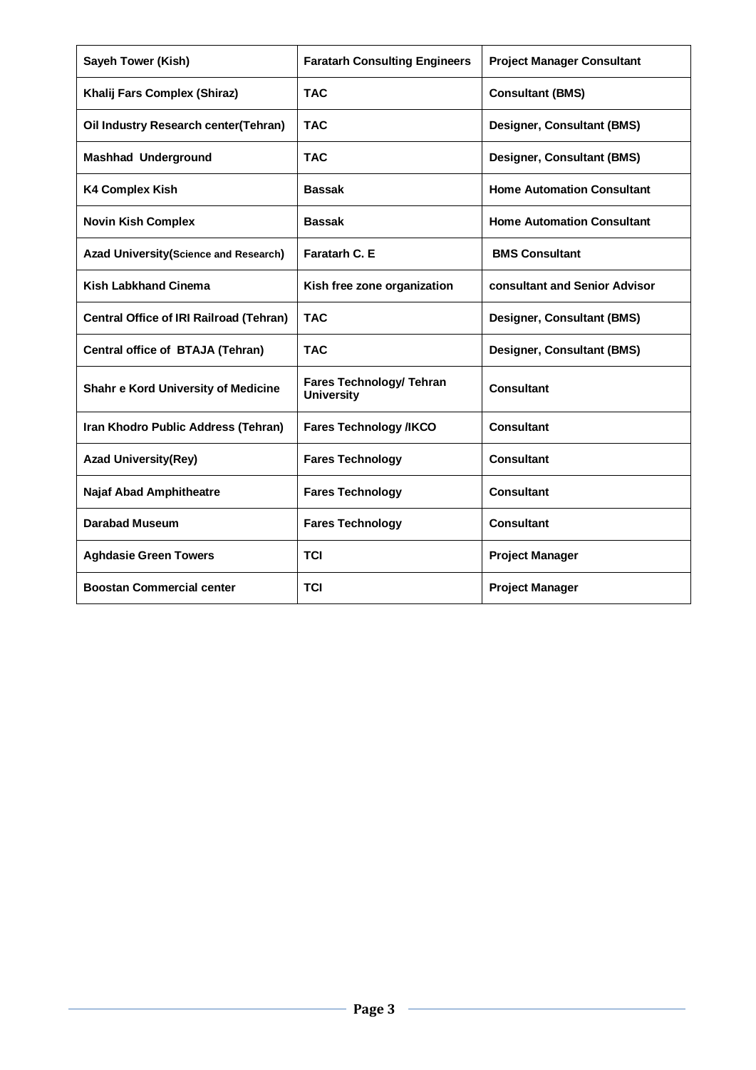| | | |
|---|---|---|
| **Sayeh Tower (Kish)** | **Faratarh Consulting Engineers** | **Project Manager Consultant** |
| **Khalij Fars Complex (Shiraz)** | **TAC** | **Consultant (BMS)** |
| **Oil Industry Research center(Tehran)** | **TAC** | **Designer, Consultant (BMS)** |
| **Mashhad Underground** | **TAC** | **Designer, Consultant (BMS)** |
| **K4 Complex Kish** | **Bassak** | **Home Automation Consultant** |
| **Novin Kish Complex** | **Bassak** | **Home Automation Consultant** |
| **Azad University(Science and Research)** | **Faratarh C. E** | **BMS Consultant** |
| **Kish Labkhand Cinema** | **Kish free zone organization** | **consultant and Senior Advisor** |
| **Central Office of IRI Railroad (Tehran)** | **TAC** | **Designer, Consultant (BMS)** |
| **Central office of BTAJA (Tehran)** | **TAC** | **Designer, Consultant (BMS)** |
| **Shahr e Kord University of Medicine** | **Fares Technology/ Tehran University** | **Consultant** |
| **Iran Khodro Public Address (Tehran)** | **Fares Technology /IKCO** | **Consultant** |
| **Azad University(Rey)** | **Fares Technology** | **Consultant** |
| **Najaf Abad Amphitheatre** | **Fares Technology** | **Consultant** |
| **Darabad Museum** | **Fares Technology** | **Consultant** |
| **Aghdasie Green Towers** | **TCI** | **Project Manager** |
| **Boostan Commercial center** | **TCI** | **Project Manager** |